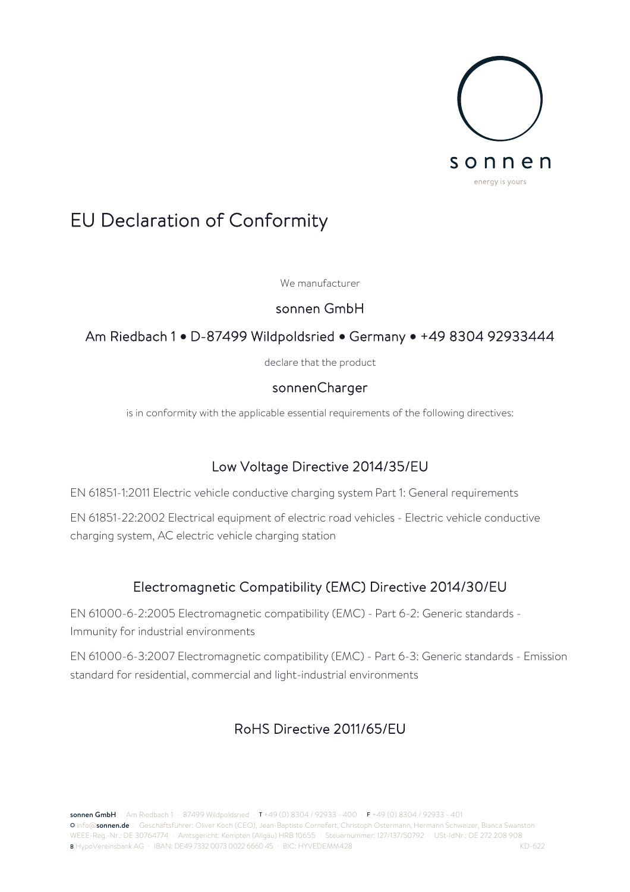sonnen

energy is yours

# EU Declaration of Conformity

We manufacturer

sonnen GmbH

Am Riedbach 1 • D-87499 Wildpoldsried • Germany • +49 8304 92933444

declare that the product

sonnenCharger

is in conformity with the applicable essential requirements of the following directives:

## Low Voltage Directive 2014/35/EU

EN 61851-1:2011 Electric vehicle conductive charging system Part 1: General requirements

EN 61851-22:2002 Electrical equipment of electric road vehicles - Electric vehicle conductive charging system, AC electric vehicle charging station

## Electromagnetic Compatibility (EMC) Directive 2014/30/EU

EN 61000-6-2:2005 Electromagnetic compatibility (EMC) - Part 6-2: Generic standards - Immunity for industrial environments

EN 61000-6-3:2007 Electromagnetic compatibility (EMC) - Part 6-3: Generic standards - Emission standard for residential, commercial and light-industrial environments

## RoHS Directive 2011/65/EU

**sonnen GmbH** · Am Riedbach 1 · 87499 Wildpoldsried · **T** +49 (0) 8304 / 92933 - 400 · **F** +49 (0) 8304 / 92933 - 401
**O** info@**sonnen.de** · Geschäftsführer: Oliver Koch (CEO), Jean-Baptiste Cornefert, Christoph Ostermann, Hermann Schweizer, Bianca Swanston
WEEE-Reg.-Nr.: DE 30764774 · Amtsgericht: Kempten (Allgäu) HRB 10655 · Steuernummer: 127/137/50792 · USt-IdNr.: DE 272 208 908
**B** HypoVereinsbank AG · IBAN: DE49 7332 0073 0022 6660 45 · BIC: HYVEDEMM428 KD-622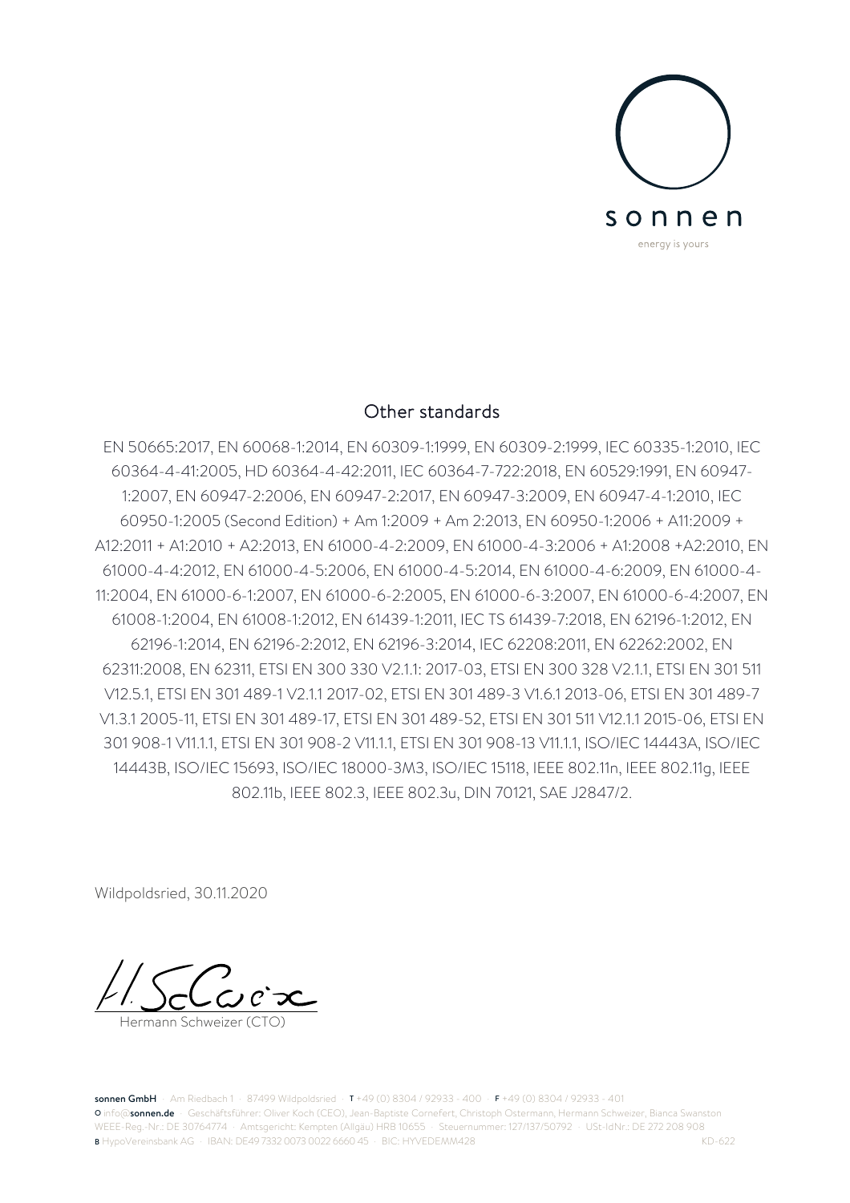sonnen

energy is yours

## Other standards

EN 50665:2017, EN 60068-1:2014, EN 60309-1:1999, EN 60309-2:1999, IEC 60335-1:2010, IEC 60364-4-41:2005, HD 60364-4-42:2011, IEC 60364-7-722:2018, EN 60529:1991, EN 60947-1:2007, EN 60947-2:2006, EN 60947-2:2017, EN 60947-3:2009, EN 60947-4-1:2010, IEC 60950-1:2005 (Second Edition) + Am 1:2009 + Am 2:2013, EN 60950-1:2006 + A11:2009 + A12:2011 + A1:2010 + A2:2013, EN 61000-4-2:2009, EN 61000-4-3:2006 + A1:2008 +A2:2010, EN 61000-4-4:2012, EN 61000-4-5:2006, EN 61000-4-5:2014, EN 61000-4-6:2009, EN 61000-4-11:2004, EN 61000-6-1:2007, EN 61000-6-2:2005, EN 61000-6-3:2007, EN 61000-6-4:2007, EN 61008-1:2004, EN 61008-1:2012, EN 61439-1:2011, IEC TS 61439-7:2018, EN 62196-1:2012, EN 62196-1:2014, EN 62196-2:2012, EN 62196-3:2014, IEC 62208:2011, EN 62262:2002, EN 62311:2008, EN 62311, ETSI EN 300 330 V2.1.1: 2017-03, ETSI EN 300 328 V2.1.1, ETSI EN 301 511 V12.5.1, ETSI EN 301 489-1 V2.1.1 2017-02, ETSI EN 301 489-3 V1.6.1 2013-06, ETSI EN 301 489-7 V1.3.1 2005-11, ETSI EN 301 489-17, ETSI EN 301 489-52, ETSI EN 301 511 V12.1.1 2015-06, ETSI EN 301 908-1 V11.1.1, ETSI EN 301 908-2 V11.1.1, ETSI EN 301 908-13 V11.1.1, ISO/IEC 14443A, ISO/IEC 14443B, ISO/IEC 15693, ISO/IEC 18000-3M3, ISO/IEC 15118, IEEE 802.11n, IEEE 802.11g, IEEE 802.11b, IEEE 802.3, IEEE 802.3u, DIN 70121, SAE J2847/2.

Wildpoldsried, 30.11.2020

H. Schweizer

Hermann Schweizer (CTO)

**sonnen GmbH** · Am Riedbach 1 · 87499 Wildpoldsried · T +49 (0) 8304 / 92933 - 400 · F +49 (0) 8304 / 92933 - 401
O info@sonnen.de · Geschäftsführer: Oliver Koch (CEO), Jean-Baptiste Cornefert, Christoph Ostermann, Hermann Schweizer, Bianca Swanston
WEEE-Reg.-Nr.: DE 30764774 · Amtsgericht: Kempten (Allgäu) HRB 10655 · Steuernummer: 127/137/50792 · USt-IdNr.: DE 272 208 908
B HypoVereinsbank AG · IBAN: DE49 7332 0073 0022 6660 45 · BIC: HYVEDEMM428 KD-622